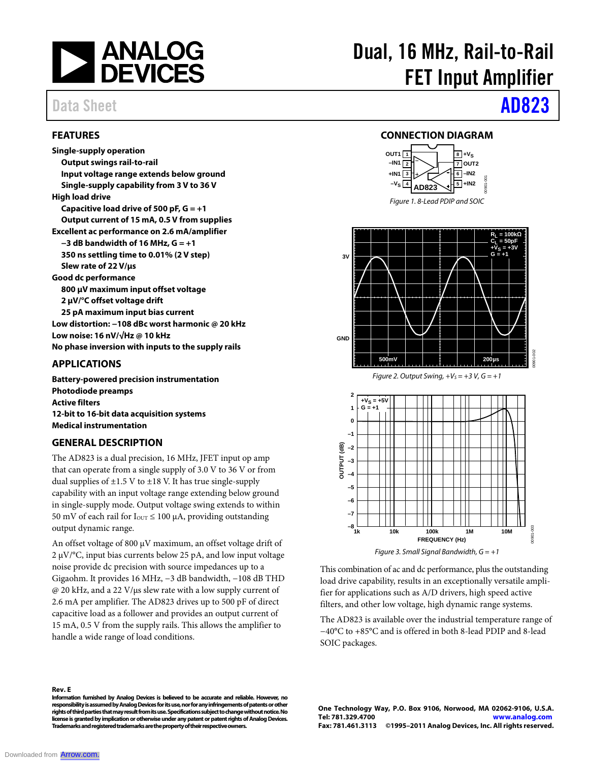# Dual, 16 MHz, Rail-to-Rail FET Input Amplifier

Data Sheet **AD823**

## FEATURES

**Single-supply operation**
- **Output swings rail-to-rail**
- **Input voltage range extends below ground**
- **Single-supply capability from 3 V to 36 V**

**High load drive**
- **Capacitive load drive of 500 pF, G = +1**
- **Output current of 15 mA, 0.5 V from supplies**

**Excellent ac performance on 2.6 mA/amplifier**
- **−3 dB bandwidth of 16 MHz, G = +1**
- **350 ns settling time to 0.01% (2 V step)**
- **Slew rate of 22 V/µs**

**Good dc performance**
- **800 µV maximum input offset voltage**
- **2 µV/°C offset voltage drift**
- **25 pA maximum input bias current**

**Low distortion: −108 dBc worst harmonic @ 20 kHz**

**Low noise: 16 nV/√Hz @ 10 kHz**

**No phase inversion with inputs to the supply rails**

## APPLICATIONS

**Battery-powered precision instrumentation**
**Photodiode preamps**
**Active filters**
**12-bit to 16-bit data acquisition systems**
**Medical instrumentation**

## GENERAL DESCRIPTION

The AD823 is a dual precision, 16 MHz, JFET input op amp that can operate from a single supply of 3.0 V to 36 V or from dual supplies of ±1.5 V to ±18 V. It has true single-supply capability with an input voltage range extending below ground in single-supply mode. Output voltage swing extends to within 50 mV of each rail for $I_{OUT} \leq 100$ µA, providing outstanding output dynamic range.

An offset voltage of 800 µV maximum, an offset voltage drift of 2 µV/°C, input bias currents below 25 pA, and low input voltage noise provide dc precision with source impedances up to a Gigaohm. It provides 16 MHz, −3 dB bandwidth, −108 dB THD @ 20 kHz, and a 22 V/µs slew rate with a low supply current of 2.6 mA per amplifier. The AD823 drives up to 500 pF of direct capacitive load as a follower and provides an output current of 15 mA, 0.5 V from the supply rails. This allows the amplifier to handle a wide range of load conditions.

This combination of ac and dc performance, plus the outstanding load drive capability, results in an exceptionally versatile amplifier for applications such as A/D drivers, high speed active filters, and other low voltage, high dynamic range systems.

The AD823 is available over the industrial temperature range of −40°C to +85°C and is offered in both 8-lead PDIP and 8-lead SOIC packages.

## CONNECTION DIAGRAM

Figure 1. 8-Lead PDIP and SOIC

Figure 2. Output Swing, $+V_S = +3$ V, G = +1

Figure 3. Small Signal Bandwidth, G = +1

**Rev. E**

**Information furnished by Analog Devices is believed to be accurate and reliable. However, no responsibility is assumed by Analog Devices for its use, nor for any infringements of patents or other rights of third parties that may result from its use. Specifications subject to change without notice. No license is granted by implication or otherwise under any patent or patent rights of Analog Devices. Trademarks and registered trademarks are the property of their respective owners.**

**One Technology Way, P.O. Box 9106, Norwood, MA 02062-9106, U.S.A.**
**Tel: 781.329.4700** www.analog.com
**Fax: 781.461.3113 ©1995–2011 Analog Devices, Inc. All rights reserved.**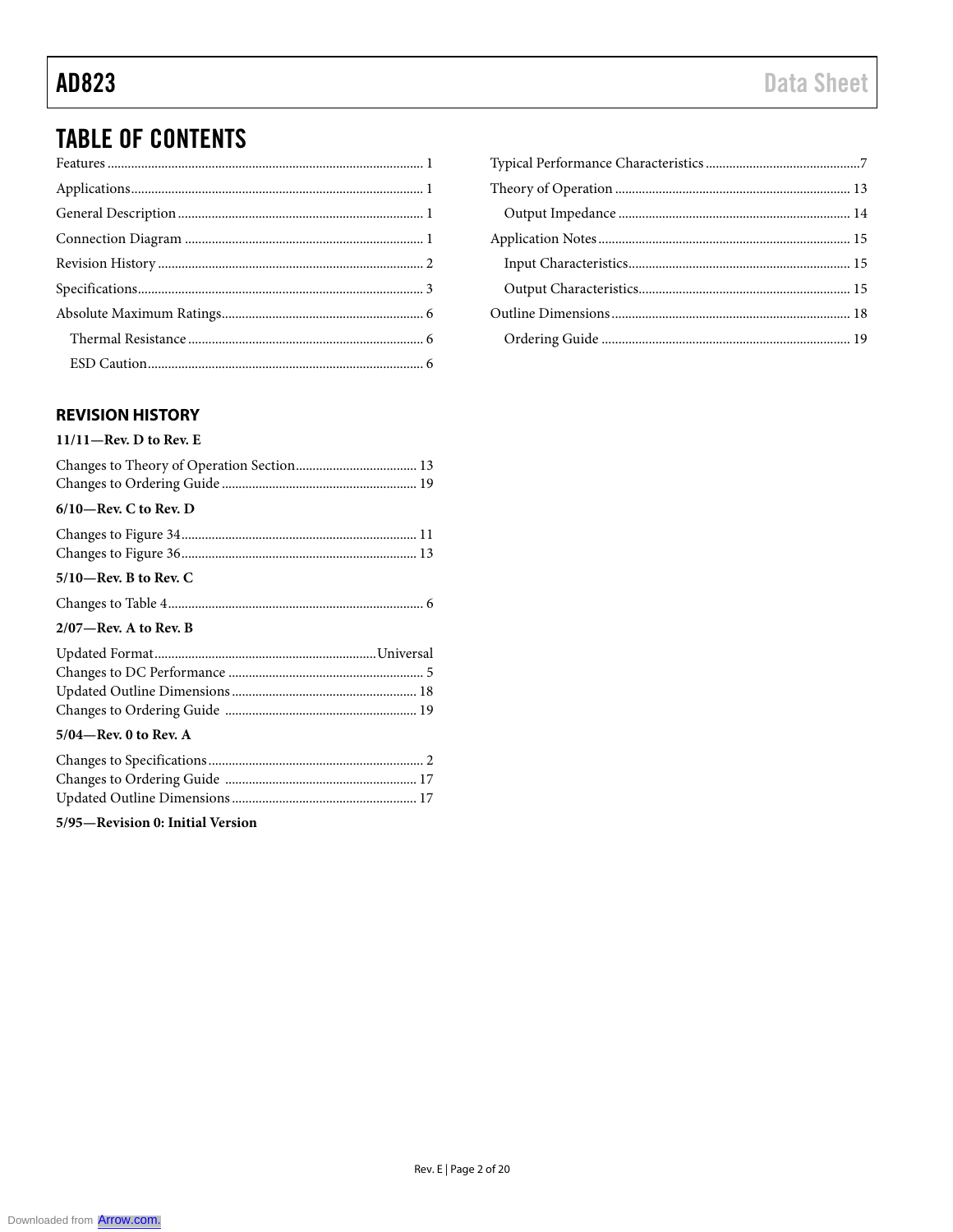## TABLE OF CONTENTS

Features ... 1
Applications ... 1
General Description ... 1
Connection Diagram ... 1
Revision History ... 2
Specifications ... 3
Absolute Maximum Ratings ... 6
  Thermal Resistance ... 6
  ESD Caution ... 6
Typical Performance Characteristics ... 7
Theory of Operation ... 13
  Output Impedance ... 14
Application Notes ... 15
  Input Characteristics ... 15
  Output Characteristics ... 15
Outline Dimensions ... 18
  Ordering Guide ... 19

## REVISION HISTORY

**11/11—Rev. D to Rev. E**

Changes to Theory of Operation Section ... 13
Changes to Ordering Guide ... 19

**6/10—Rev. C to Rev. D**

Changes to Figure 34 ... 11
Changes to Figure 36 ... 13

**5/10—Rev. B to Rev. C**

Changes to Table 4 ... 6

**2/07—Rev. A to Rev. B**

Updated Format ... Universal
Changes to DC Performance ... 5
Updated Outline Dimensions ... 18
Changes to Ordering Guide ... 19

**5/04—Rev. 0 to Rev. A**

Changes to Specifications ... 2
Changes to Ordering Guide ... 17
Updated Outline Dimensions ... 17

**5/95—Revision 0: Initial Version**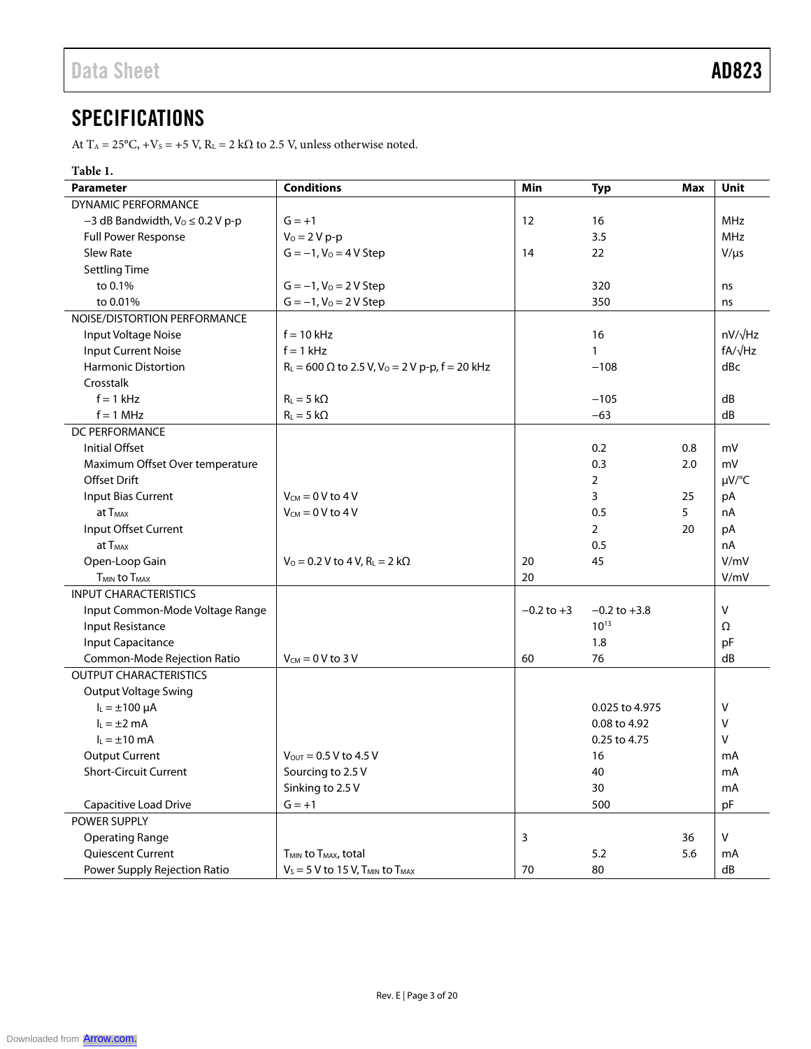## SPECIFICATIONS

At $T_A$ = 25°C, $+V_S$ = +5 V, $R_L$ = 2 kΩ to 2.5 V, unless otherwise noted.

**Table 1.**

| Parameter | Conditions | Min | Typ | Max | Unit |
|---|---|---|---|---|---|
| DYNAMIC PERFORMANCE | | | | | |
| −3 dB Bandwidth, $V_O$ ≤ 0.2 V p-p | G = +1 | 12 | 16 | | MHz |
| Full Power Response | $V_O$ = 2 V p-p | | 3.5 | | MHz |
| Slew Rate | G = −1, $V_O$ = 4 V Step | 14 | 22 | | V/μs |
| Settling Time | | | | | |
| to 0.1% | G = −1, $V_O$ = 2 V Step | | 320 | | ns |
| to 0.01% | G = −1, $V_O$ = 2 V Step | | 350 | | ns |
| NOISE/DISTORTION PERFORMANCE | | | | | |
| Input Voltage Noise | f = 10 kHz | | 16 | | nV/√Hz |
| Input Current Noise | f = 1 kHz | | 1 | | fA/√Hz |
| Harmonic Distortion | $R_L$ = 600 Ω to 2.5 V, $V_O$ = 2 V p-p, f = 20 kHz | | −108 | | dBc |
| Crosstalk | | | | | |
| f = 1 kHz | $R_L$ = 5 kΩ | | −105 | | dB |
| f = 1 MHz | $R_L$ = 5 kΩ | | −63 | | dB |
| DC PERFORMANCE | | | | | |
| Initial Offset | | | 0.2 | 0.8 | mV |
| Maximum Offset Over temperature | | | 0.3 | 2.0 | mV |
| Offset Drift | | | 2 | | μV/°C |
| Input Bias Current | $V_{CM}$ = 0 V to 4 V | | 3 | 25 | pA |
| at $T_{MAX}$ | $V_{CM}$ = 0 V to 4 V | | 0.5 | 5 | nA |
| Input Offset Current | | | 2 | 20 | pA |
| at $T_{MAX}$ | | | 0.5 | | nA |
| Open-Loop Gain | $V_O$ = 0.2 V to 4 V, $R_L$ = 2 kΩ | 20 | 45 | | V/mV |
| $T_{MIN}$ to $T_{MAX}$ | | 20 | | | V/mV |
| INPUT CHARACTERISTICS | | | | | |
| Input Common-Mode Voltage Range | | −0.2 to +3 | −0.2 to +3.8 | | V |
| Input Resistance | | | $10^{13}$ | | Ω |
| Input Capacitance | | | 1.8 | | pF |
| Common-Mode Rejection Ratio | $V_{CM}$ = 0 V to 3 V | 60 | 76 | | dB |
| OUTPUT CHARACTERISTICS | | | | | |
| Output Voltage Swing | | | | | |
| $I_L$ = ±100 μA | | | 0.025 to 4.975 | | V |
| $I_L$ = ±2 mA | | | 0.08 to 4.92 | | V |
| $I_L$ = ±10 mA | | | 0.25 to 4.75 | | V |
| Output Current | $V_{OUT}$ = 0.5 V to 4.5 V | | 16 | | mA |
| Short-Circuit Current | Sourcing to 2.5 V | | 40 | | mA |
| | Sinking to 2.5 V | | 30 | | mA |
| Capacitive Load Drive | G = +1 | | 500 | | pF |
| POWER SUPPLY | | | | | |
| Operating Range | | 3 | | 36 | V |
| Quiescent Current | $T_{MIN}$ to $T_{MAX}$, total | | 5.2 | 5.6 | mA |
| Power Supply Rejection Ratio | $V_S$ = 5 V to 15 V, $T_{MIN}$ to $T_{MAX}$ | 70 | 80 | | dB |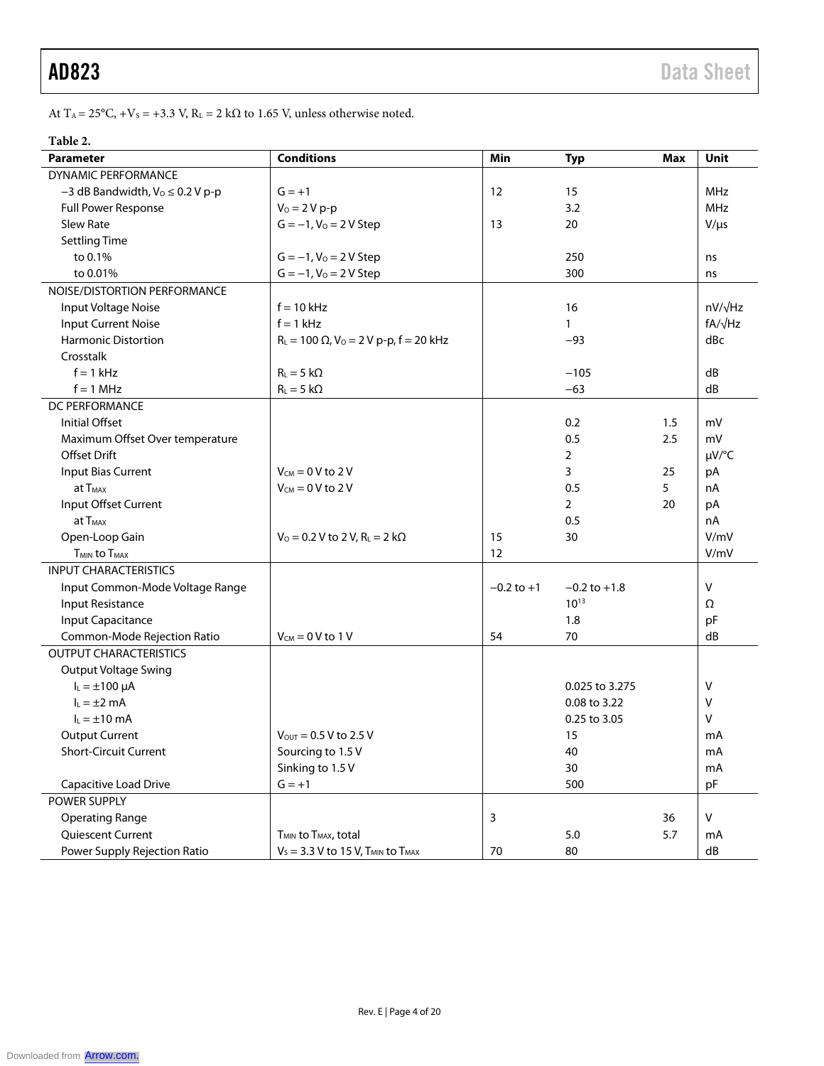At $T_A$ = 25°C, $+V_S$ = +3.3 V, $R_L$ = 2 kΩ to 1.65 V, unless otherwise noted.

**Table 2.**

| Parameter | Conditions | Min | Typ | Max | Unit |
|---|---|---|---|---|---|
| DYNAMIC PERFORMANCE | | | | | |
| −3 dB Bandwidth, $V_O$ ≤ 0.2 V p-p | G = +1 | 12 | 15 | | MHz |
| Full Power Response | $V_O$ = 2 V p-p | | 3.2 | | MHz |
| Slew Rate | G = −1, $V_O$ = 2 V Step | 13 | 20 | | V/µs |
| Settling Time | | | | | |
| to 0.1% | G = −1, $V_O$ = 2 V Step | | 250 | | ns |
| to 0.01% | G = −1, $V_O$ = 2 V Step | | 300 | | ns |
| NOISE/DISTORTION PERFORMANCE | | | | | |
| Input Voltage Noise | f = 10 kHz | | 16 | | nV/√Hz |
| Input Current Noise | f = 1 kHz | | 1 | | fA/√Hz |
| Harmonic Distortion | $R_L$ = 100 Ω, $V_O$ = 2 V p-p, f = 20 kHz | | −93 | | dBc |
| Crosstalk | | | | | |
| f = 1 kHz | $R_L$ = 5 kΩ | | −105 | | dB |
| f = 1 MHz | $R_L$ = 5 kΩ | | −63 | | dB |
| DC PERFORMANCE | | | | | |
| Initial Offset | | | 0.2 | 1.5 | mV |
| Maximum Offset Over temperature | | | 0.5 | 2.5 | mV |
| Offset Drift | | | 2 | | µV/°C |
| Input Bias Current | $V_{CM}$ = 0 V to 2 V | | 3 | 25 | pA |
| at $T_{MAX}$ | $V_{CM}$ = 0 V to 2 V | | 0.5 | 5 | nA |
| Input Offset Current | | | 2 | 20 | pA |
| at $T_{MAX}$ | | | 0.5 | | nA |
| Open-Loop Gain | $V_O$ = 0.2 V to 2 V, $R_L$ = 2 kΩ | 15 | 30 | | V/mV |
| $T_{MIN}$ to $T_{MAX}$ | | 12 | | | V/mV |
| INPUT CHARACTERISTICS | | | | | |
| Input Common-Mode Voltage Range | | −0.2 to +1 | −0.2 to +1.8 | | V |
| Input Resistance | | | $10^{13}$ | | Ω |
| Input Capacitance | | | 1.8 | | pF |
| Common-Mode Rejection Ratio | $V_{CM}$ = 0 V to 1 V | 54 | 70 | | dB |
| OUTPUT CHARACTERISTICS | | | | | |
| Output Voltage Swing | | | | | |
| $I_L$ = ±100 µA | | | 0.025 to 3.275 | | V |
| $I_L$ = ±2 mA | | | 0.08 to 3.22 | | V |
| $I_L$ = ±10 mA | | | 0.25 to 3.05 | | V |
| Output Current | $V_{OUT}$ = 0.5 V to 2.5 V | | 15 | | mA |
| Short-Circuit Current | Sourcing to 1.5 V | | 40 | | mA |
| | Sinking to 1.5 V | | 30 | | mA |
| Capacitive Load Drive | G = +1 | | 500 | | pF |
| POWER SUPPLY | | | | | |
| Operating Range | | 3 | | 36 | V |
| Quiescent Current | $T_{MIN}$ to $T_{MAX}$, total | | 5.0 | 5.7 | mA |
| Power Supply Rejection Ratio | $V_S$ = 3.3 V to 15 V, $T_{MIN}$ to $T_{MAX}$ | 70 | 80 | | dB |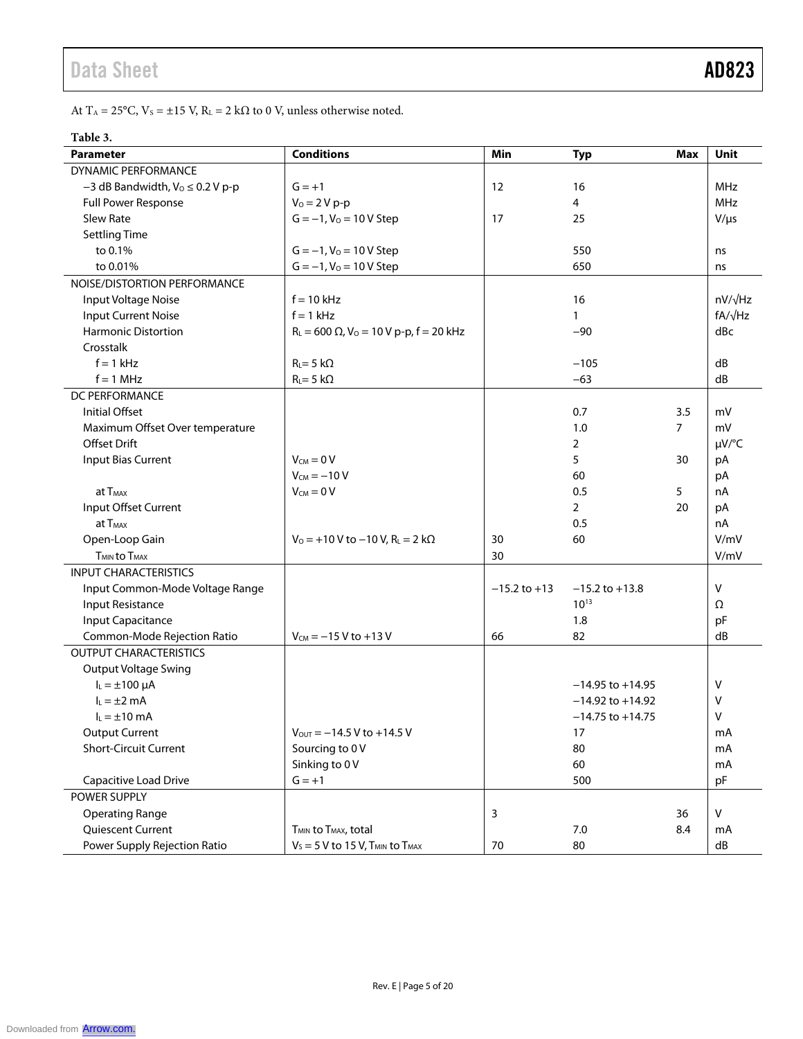At $T_A$ = 25°C, $V_S$ = ±15 V, $R_L$ = 2 kΩ to 0 V, unless otherwise noted.

**Table 3.**

| Parameter | Conditions | Min | Typ | Max | Unit |
|---|---|---|---|---|---|
| DYNAMIC PERFORMANCE | | | | | |
| −3 dB Bandwidth, $V_O$ ≤ 0.2 V p-p | G = +1 | 12 | 16 | | MHz |
| Full Power Response | $V_O$ = 2 V p-p | | 4 | | MHz |
| Slew Rate | G = −1, $V_O$ = 10 V Step | 17 | 25 | | V/µs |
| Settling Time | | | | | |
| to 0.1% | G = −1, $V_O$ = 10 V Step | | 550 | | ns |
| to 0.01% | G = −1, $V_O$ = 10 V Step | | 650 | | ns |
| NOISE/DISTORTION PERFORMANCE | | | | | |
| Input Voltage Noise | f = 10 kHz | | 16 | | nV/√Hz |
| Input Current Noise | f = 1 kHz | | 1 | | fA/√Hz |
| Harmonic Distortion | $R_L$ = 600 Ω, $V_O$ = 10 V p-p, f = 20 kHz | | −90 | | dBc |
| Crosstalk | | | | | |
| f = 1 kHz | $R_L$= 5 kΩ | | −105 | | dB |
| f = 1 MHz | $R_L$= 5 kΩ | | −63 | | dB |
| DC PERFORMANCE | | | | | |
| Initial Offset | | | 0.7 | 3.5 | mV |
| Maximum Offset Over temperature | | | 1.0 | 7 | mV |
| Offset Drift | | | 2 | | µV/°C |
| Input Bias Current | $V_{CM}$ = 0 V | | 5 | 30 | pA |
| | $V_{CM}$ = −10 V | | 60 | | pA |
| at $T_{MAX}$ | $V_{CM}$ = 0 V | | 0.5 | 5 | nA |
| Input Offset Current | | | 2 | 20 | pA |
| at $T_{MAX}$ | | | 0.5 | | nA |
| Open-Loop Gain | $V_O$ = +10 V to −10 V, $R_L$ = 2 kΩ | 30 | 60 | | V/mV |
| $T_{MIN}$ to $T_{MAX}$ | | 30 | | | V/mV |
| INPUT CHARACTERISTICS | | | | | |
| Input Common-Mode Voltage Range | | −15.2 to +13 | −15.2 to +13.8 | | V |
| Input Resistance | | | $10^{13}$ | | Ω |
| Input Capacitance | | | 1.8 | | pF |
| Common-Mode Rejection Ratio | $V_{CM}$ = −15 V to +13 V | 66 | 82 | | dB |
| OUTPUT CHARACTERISTICS | | | | | |
| Output Voltage Swing | | | | | |
| $I_L$ = ±100 µA | | | −14.95 to +14.95 | | V |
| $I_L$ = ±2 mA | | | −14.92 to +14.92 | | V |
| $I_L$ = ±10 mA | | | −14.75 to +14.75 | | V |
| Output Current | $V_{OUT}$ = −14.5 V to +14.5 V | | 17 | | mA |
| Short-Circuit Current | Sourcing to 0 V | | 80 | | mA |
| | Sinking to 0 V | | 60 | | mA |
| Capacitive Load Drive | G = +1 | | 500 | | pF |
| POWER SUPPLY | | | | | |
| Operating Range | | 3 | | 36 | V |
| Quiescent Current | $T_{MIN}$ to $T_{MAX}$, total | | 7.0 | 8.4 | mA |
| Power Supply Rejection Ratio | $V_S$ = 5 V to 15 V, $T_{MIN}$ to $T_{MAX}$ | 70 | 80 | | dB |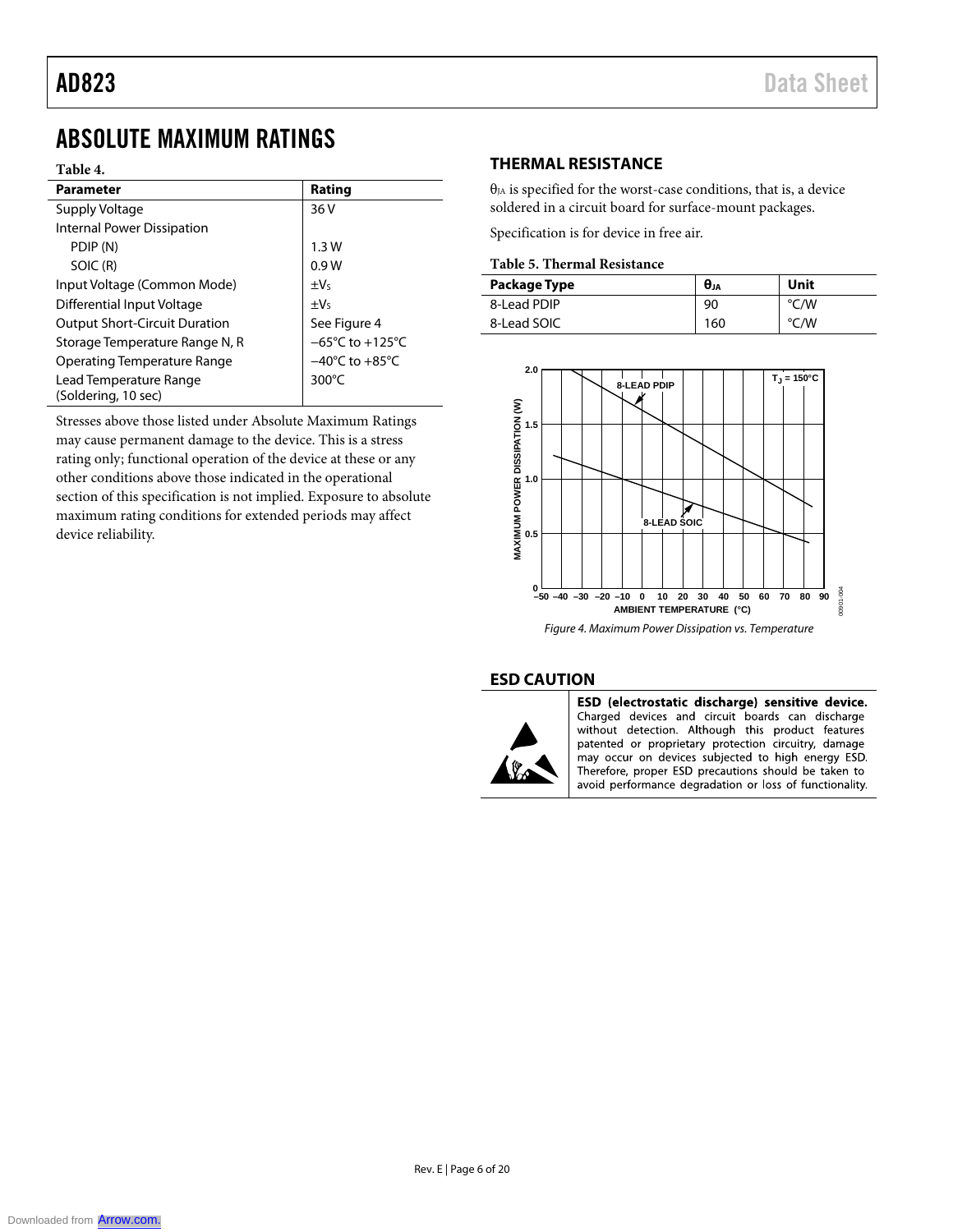# ABSOLUTE MAXIMUM RATINGS

**Table 4.**

| Parameter | Rating |
|---|---|
| Supply Voltage | 36 V |
| Internal Power Dissipation | |
| PDIP (N) | 1.3 W |
| SOIC (R) | 0.9 W |
| Input Voltage (Common Mode) | $\pm V_S$ |
| Differential Input Voltage | $\pm V_S$ |
| Output Short-Circuit Duration | See Figure 4 |
| Storage Temperature Range N, R | −65°C to +125°C |
| Operating Temperature Range | −40°C to +85°C |
| Lead Temperature Range (Soldering, 10 sec) | 300°C |

Stresses above those listed under Absolute Maximum Ratings may cause permanent damage to the device. This is a stress rating only; functional operation of the device at these or any other conditions above those indicated in the operational section of this specification is not implied. Exposure to absolute maximum rating conditions for extended periods may affect device reliability.

## THERMAL RESISTANCE

$\theta_{JA}$ is specified for the worst-case conditions, that is, a device soldered in a circuit board for surface-mount packages.

Specification is for device in free air.

**Table 5. Thermal Resistance**

| Package Type | $\theta_{JA}$ | Unit |
|---|---|---|
| 8-Lead PDIP | 90 | °C/W |
| 8-Lead SOIC | 160 | °C/W |

*Figure 4. Maximum Power Dissipation vs. Temperature*

## ESD CAUTION

**ESD (electrostatic discharge) sensitive device.** Charged devices and circuit boards can discharge without detection. Although this product features patented or proprietary protection circuitry, damage may occur on devices subjected to high energy ESD. Therefore, proper ESD precautions should be taken to avoid performance degradation or loss of functionality.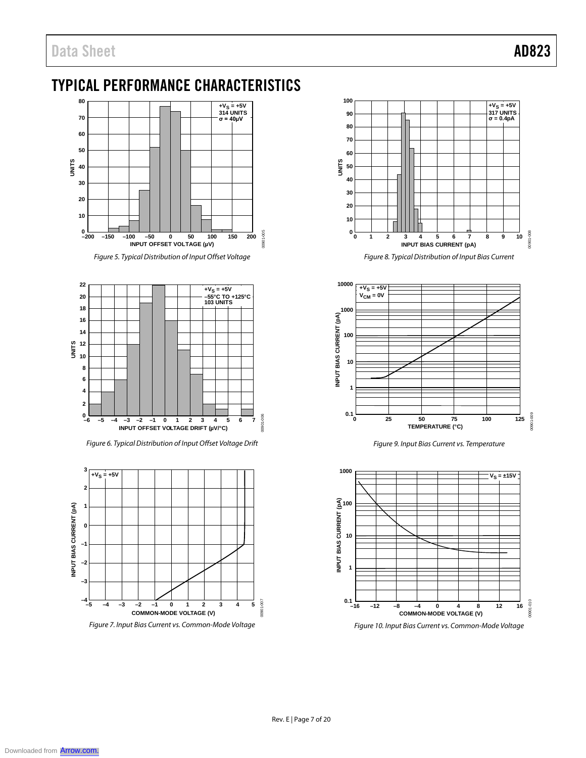## TYPICAL PERFORMANCE CHARACTERISTICS

Figure 5. Typical Distribution of Input Offset Voltage

Figure 6. Typical Distribution of Input Offset Voltage Drift

Figure 7. Input Bias Current vs. Common-Mode Voltage

Figure 8. Typical Distribution of Input Bias Current

Figure 9. Input Bias Current vs. Temperature

Figure 10. Input Bias Current vs. Common-Mode Voltage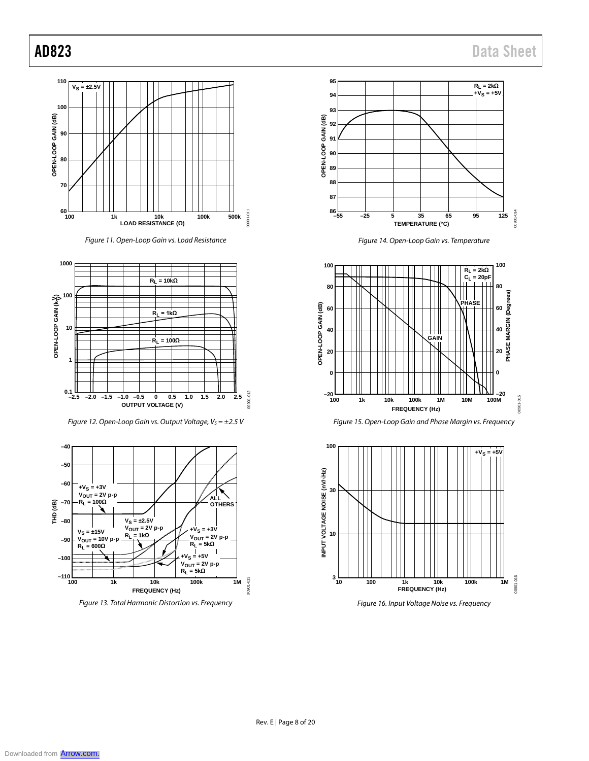Figure 11. Open-Loop Gain vs. Load Resistance

Figure 12. Open-Loop Gain vs. Output Voltage, $V_S = \pm 2.5$ V

Figure 13. Total Harmonic Distortion vs. Frequency

Figure 14. Open-Loop Gain vs. Temperature

Figure 15. Open-Loop Gain and Phase Margin vs. Frequency

Figure 16. Input Voltage Noise vs. Frequency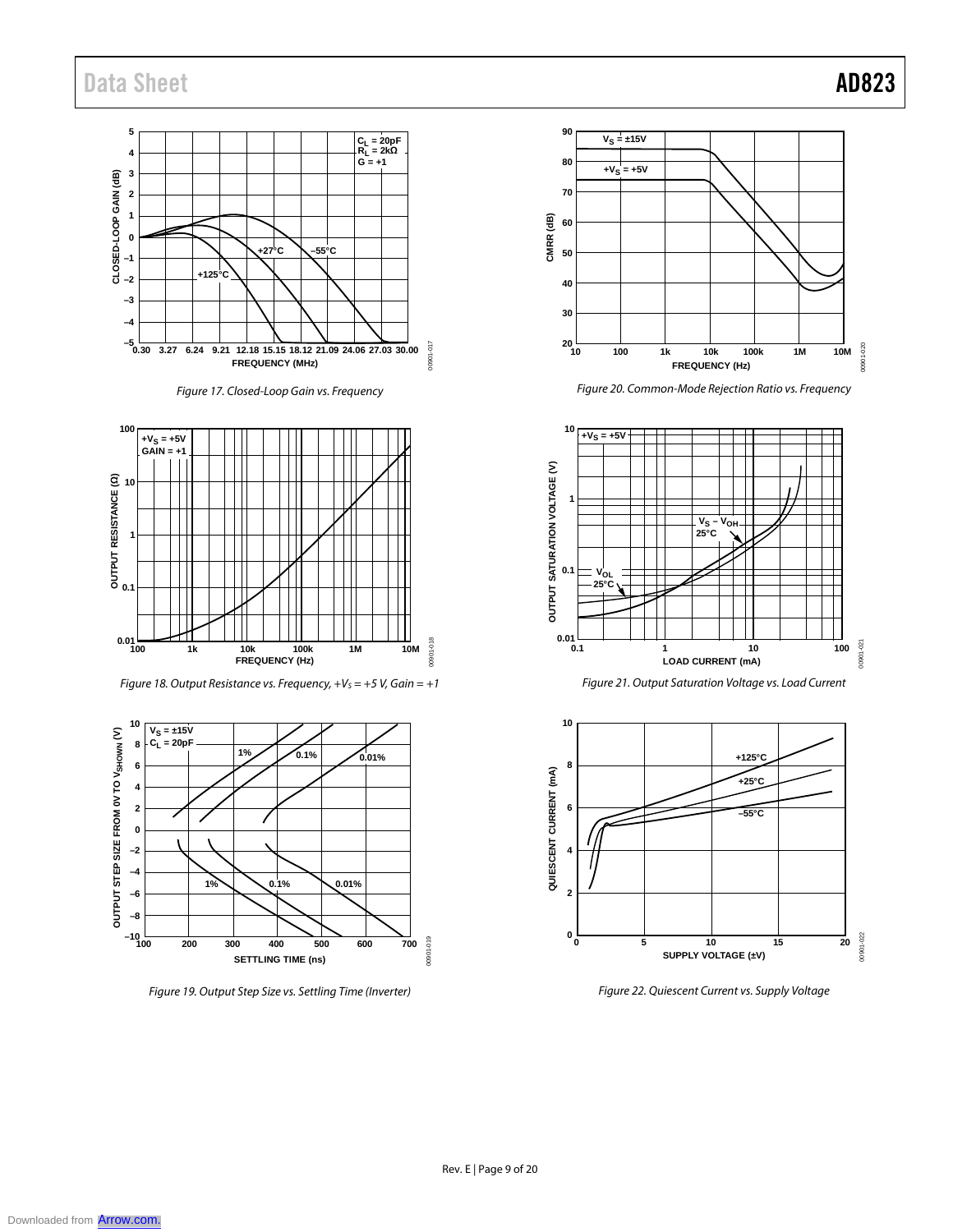Figure 17. Closed-Loop Gain vs. Frequency

Figure 18. Output Resistance vs. Frequency, $+V_S = +5$ V, Gain = +1

Figure 19. Output Step Size vs. Settling Time (Inverter)

Figure 20. Common-Mode Rejection Ratio vs. Frequency

Figure 21. Output Saturation Voltage vs. Load Current

Figure 22. Quiescent Current vs. Supply Voltage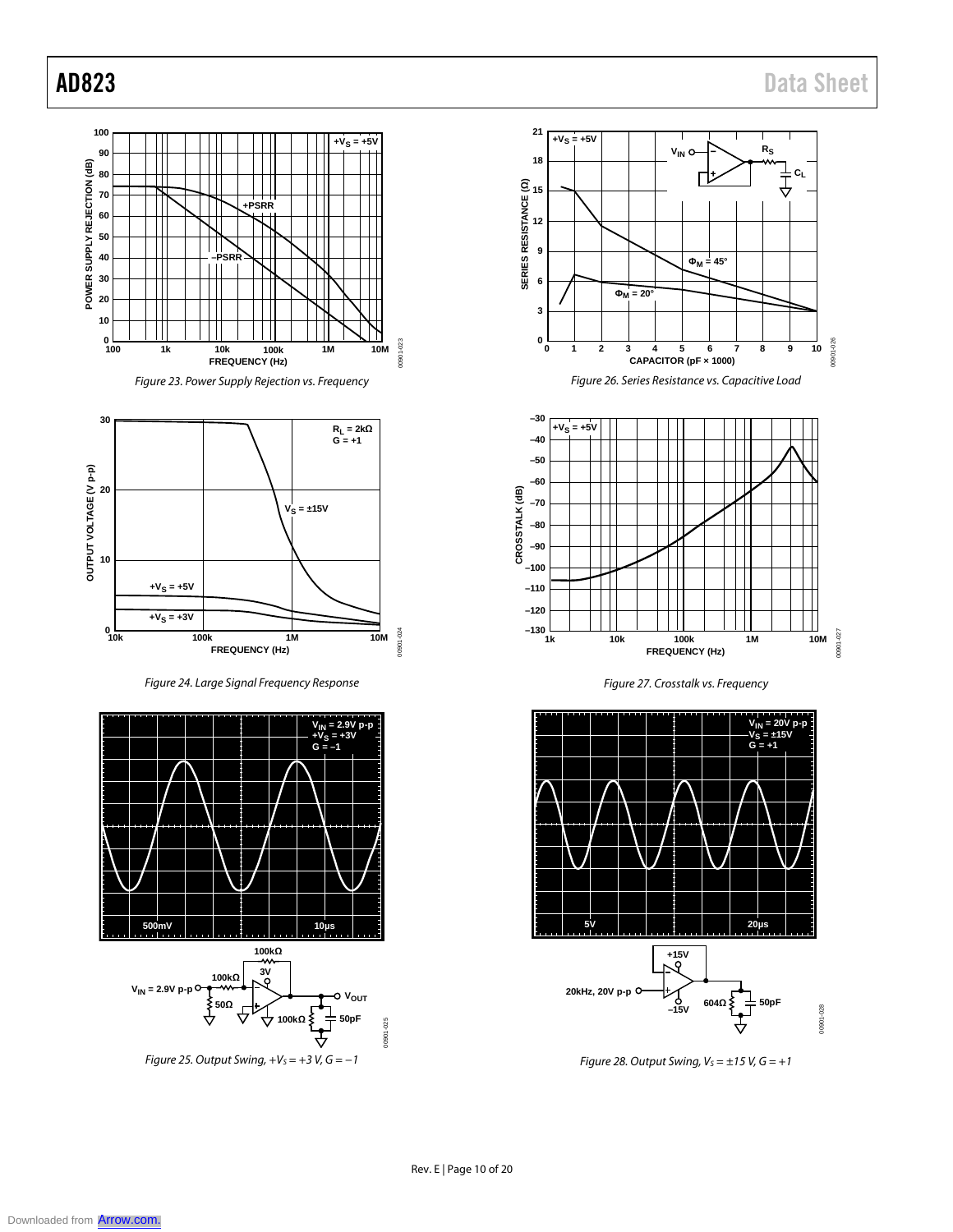Figure 23. Power Supply Rejection vs. Frequency

Figure 24. Large Signal Frequency Response

Figure 25. Output Swing, $+V_S = +3\text{ V}$, $G = −1$

Figure 26. Series Resistance vs. Capacitive Load

Figure 27. Crosstalk vs. Frequency

Figure 28. Output Swing, $V_S = \pm 15\text{ V}$, $G = +1$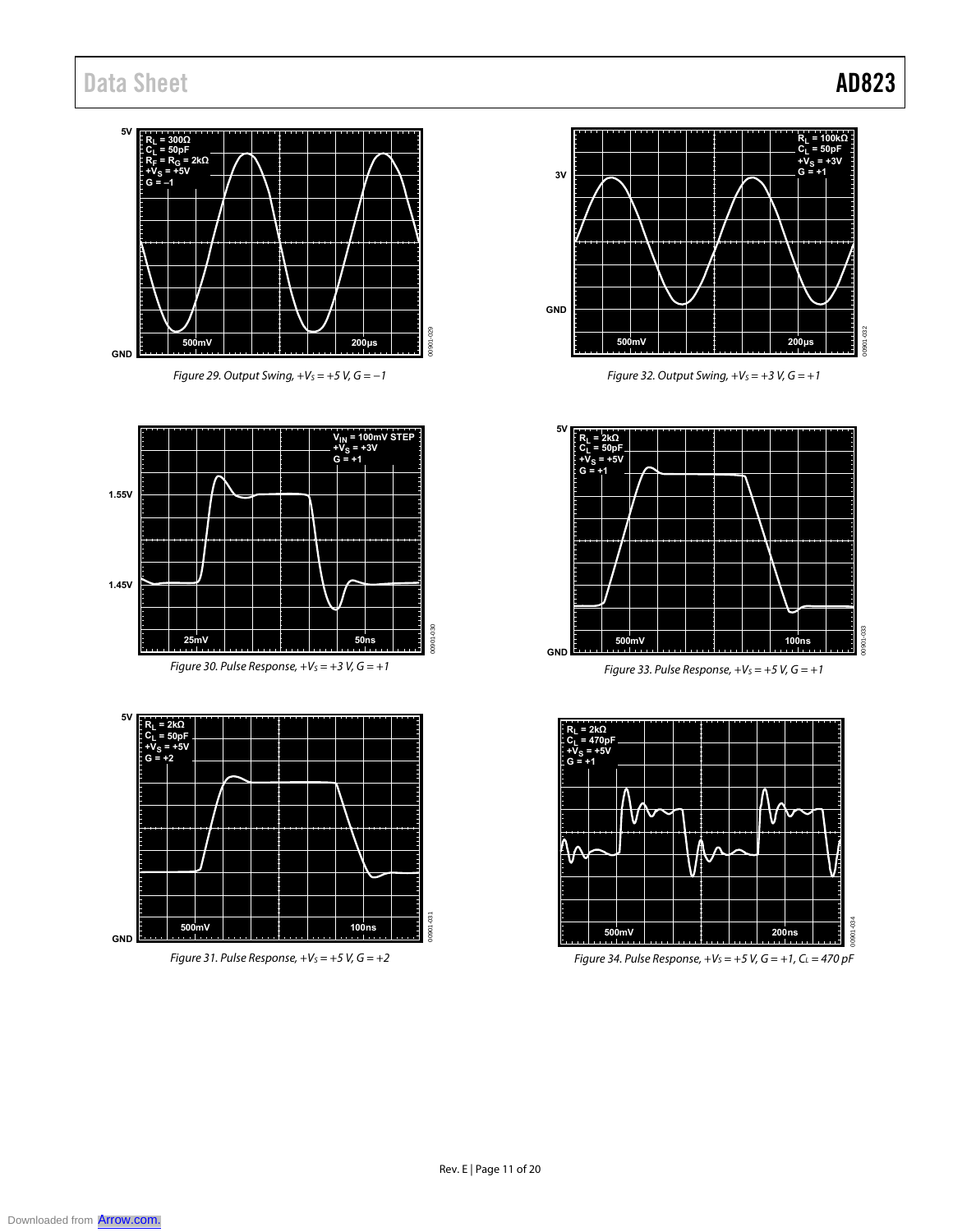Figure 29. Output Swing, $+V_S = +5$ V, $G = −1$

Figure 32. Output Swing, $+V_S = +3$ V, $G = +1$

Figure 30. Pulse Response, $+V_S = +3$ V, $G = +1$

Figure 33. Pulse Response, $+V_S = +5$ V, $G = +1$

Figure 31. Pulse Response, $+V_S = +5$ V, $G = +2$

Figure 34. Pulse Response, $+V_S = +5$ V, $G = +1$, $C_L = 470$ pF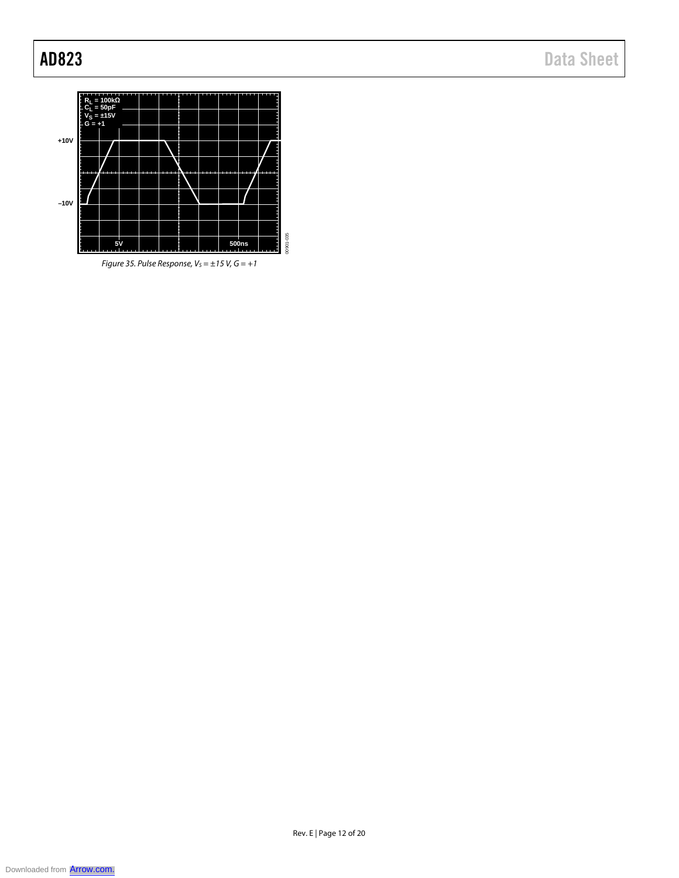Figure 35. Pulse Response, $V_S = \pm 15$ V, $G = +1$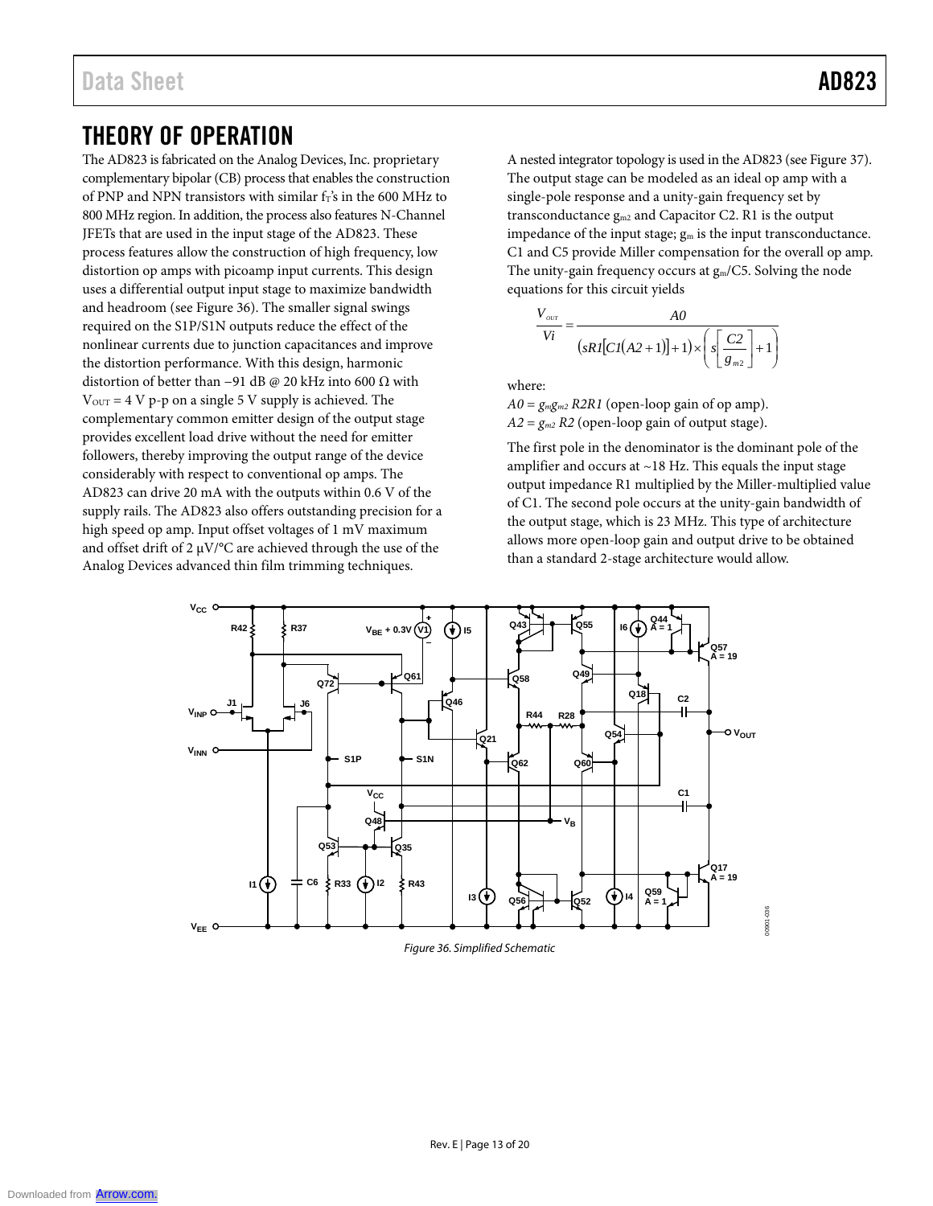# THEORY OF OPERATION

The AD823 is fabricated on the Analog Devices, Inc. proprietary complementary bipolar (CB) process that enables the construction of PNP and NPN transistors with similar $f_T$'s in the 600 MHz to 800 MHz region. In addition, the process also features N-Channel JFETs that are used in the input stage of the AD823. These process features allow the construction of high frequency, low distortion op amps with picoamp input currents. This design uses a differential output input stage to maximize bandwidth and headroom (see Figure 36). The smaller signal swings required on the S1P/S1N outputs reduce the effect of the nonlinear currents due to junction capacitances and improve the distortion performance. With this design, harmonic distortion of better than −91 dB @ 20 kHz into 600 Ω with $V_{OUT}$ = 4 V p-p on a single 5 V supply is achieved. The complementary common emitter design of the output stage provides excellent load drive without the need for emitter followers, thereby improving the output range of the device considerably with respect to conventional op amps. The AD823 can drive 20 mA with the outputs within 0.6 V of the supply rails. The AD823 also offers outstanding precision for a high speed op amp. Input offset voltages of 1 mV maximum and offset drift of 2 µV/°C are achieved through the use of the Analog Devices advanced thin film trimming techniques.

A nested integrator topology is used in the AD823 (see Figure 37). The output stage can be modeled as an ideal op amp with a single-pole response and a unity-gain frequency set by transconductance $g_{m2}$ and Capacitor C2. R1 is the output impedance of the input stage; $g_m$ is the input transconductance. C1 and C5 provide Miller compensation for the overall op amp. The unity-gain frequency occurs at $g_m$/C5. Solving the node equations for this circuit yields

$$\frac{V_{OUT}}{Vi} = \frac{A0}{\left(sR1[C1(A2+1)]+1\right) \times \left(s\left[\frac{C2}{g_{m2}}\right]+1\right)}$$

where:

$A0 = g_m g_{m2}\, R2R1$ (open-loop gain of op amp).

$A2 = g_{m2}\, R2$ (open-loop gain of output stage).

The first pole in the denominator is the dominant pole of the amplifier and occurs at ~18 Hz. This equals the input stage output impedance R1 multiplied by the Miller-multiplied value of C1. The second pole occurs at the unity-gain bandwidth of the output stage, which is 23 MHz. This type of architecture allows more open-loop gain and output drive to be obtained than a standard 2-stage architecture would allow.

*Figure 36. Simplified Schematic*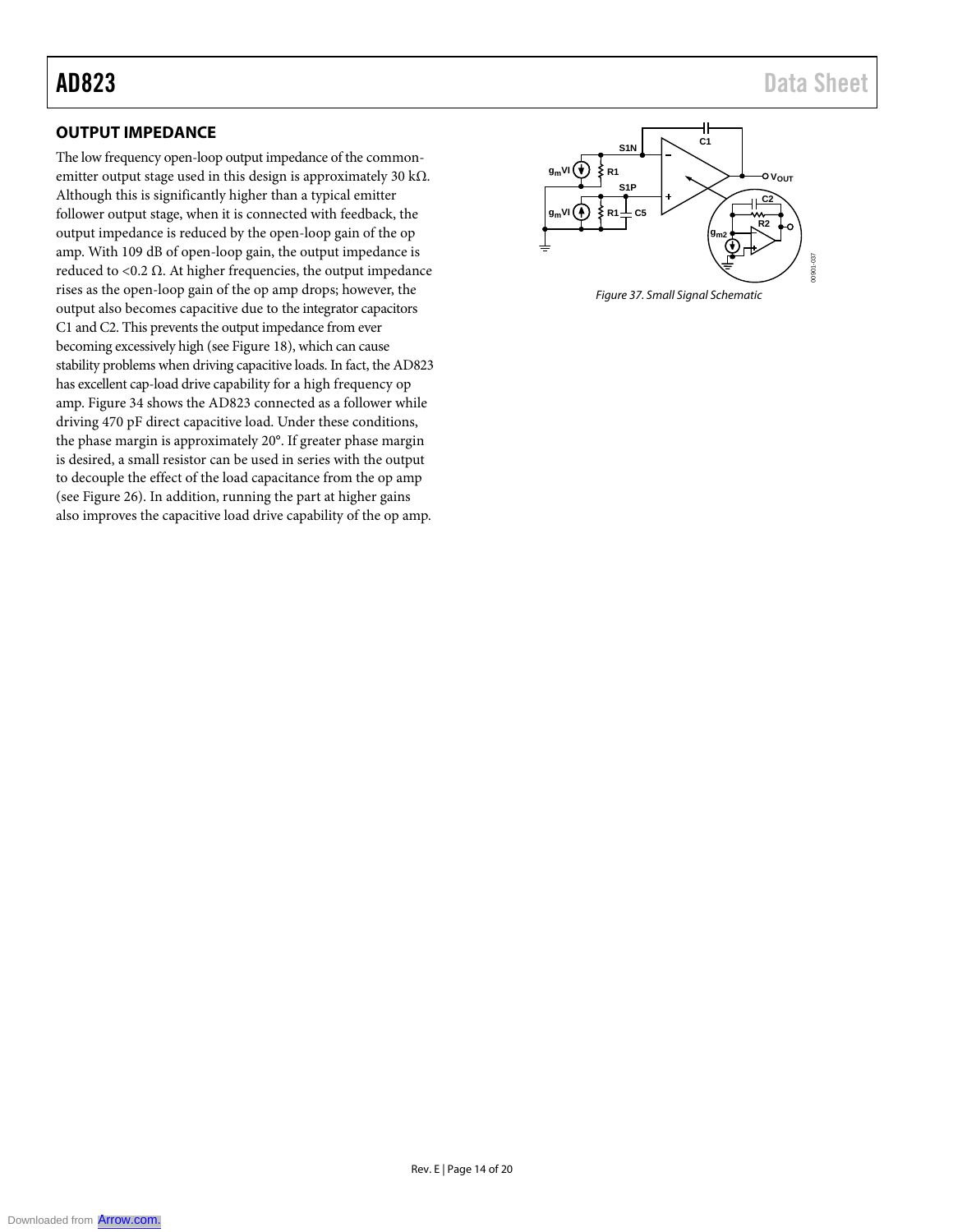## OUTPUT IMPEDANCE

The low frequency open-loop output impedance of the common-emitter output stage used in this design is approximately 30 kΩ. Although this is significantly higher than a typical emitter follower output stage, when it is connected with feedback, the output impedance is reduced by the open-loop gain of the op amp. With 109 dB of open-loop gain, the output impedance is reduced to <0.2 Ω. At higher frequencies, the output impedance rises as the open-loop gain of the op amp drops; however, the output also becomes capacitive due to the integrator capacitors C1 and C2. This prevents the output impedance from ever becoming excessively high (see Figure 18), which can cause stability problems when driving capacitive loads. In fact, the AD823 has excellent cap-load drive capability for a high frequency op amp. Figure 34 shows the AD823 connected as a follower while driving 470 pF direct capacitive load. Under these conditions, the phase margin is approximately 20°. If greater phase margin is desired, a small resistor can be used in series with the output to decouple the effect of the load capacitance from the op amp (see Figure 26). In addition, running the part at higher gains also improves the capacitive load drive capability of the op amp.

*Figure 37. Small Signal Schematic*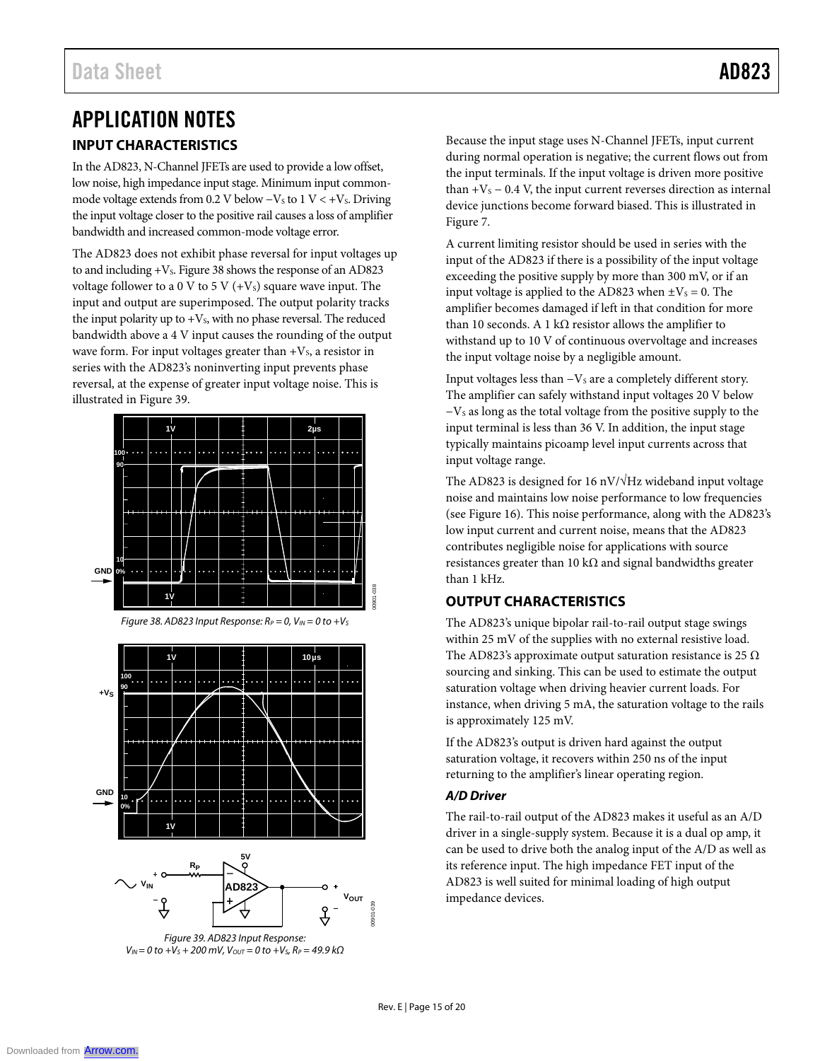# APPLICATION NOTES

## INPUT CHARACTERISTICS

In the AD823, N-Channel JFETs are used to provide a low offset, low noise, high impedance input stage. Minimum input common-mode voltage extends from 0.2 V below $-V_S$ to 1 V < $+V_S$. Driving the input voltage closer to the positive rail causes a loss of amplifier bandwidth and increased common-mode voltage error.

The AD823 does not exhibit phase reversal for input voltages up to and including $+V_S$. Figure 38 shows the response of an AD823 voltage follower to a 0 V to 5 V ($+V_S$) square wave input. The input and output are superimposed. The output polarity tracks the input polarity up to $+V_S$, with no phase reversal. The reduced bandwidth above a 4 V input causes the rounding of the output wave form. For input voltages greater than $+V_S$, a resistor in series with the AD823's noninverting input prevents phase reversal, at the expense of greater input voltage noise. This is illustrated in Figure 39.

Figure 38. AD823 Input Response: $R_P = 0$, $V_{IN} = 0$ to $+V_S$

Figure 39. AD823 Input Response: $V_{IN} = 0$ to $+V_S + 200$ mV, $V_{OUT} = 0$ to $+V_S$, $R_P = 49.9$ kΩ

Because the input stage uses N-Channel JFETs, input current during normal operation is negative; the current flows out from the input terminals. If the input voltage is driven more positive than $+V_S - 0.4$ V, the input current reverses direction as internal device junctions become forward biased. This is illustrated in Figure 7.

A current limiting resistor should be used in series with the input of the AD823 if there is a possibility of the input voltage exceeding the positive supply by more than 300 mV, or if an input voltage is applied to the AD823 when $\pm V_S = 0$. The amplifier becomes damaged if left in that condition for more than 10 seconds. A 1 kΩ resistor allows the amplifier to withstand up to 10 V of continuous overvoltage and increases the input voltage noise by a negligible amount.

Input voltages less than $-V_S$ are a completely different story. The amplifier can safely withstand input voltages 20 V below $-V_S$ as long as the total voltage from the positive supply to the input terminal is less than 36 V. In addition, the input stage typically maintains picoamp level input currents across that input voltage range.

The AD823 is designed for 16 nV/√Hz wideband input voltage noise and maintains low noise performance to low frequencies (see Figure 16). This noise performance, along with the AD823's low input current and current noise, means that the AD823 contributes negligible noise for applications with source resistances greater than 10 kΩ and signal bandwidths greater than 1 kHz.

## OUTPUT CHARACTERISTICS

The AD823's unique bipolar rail-to-rail output stage swings within 25 mV of the supplies with no external resistive load. The AD823's approximate output saturation resistance is 25 Ω sourcing and sinking. This can be used to estimate the output saturation voltage when driving heavier current loads. For instance, when driving 5 mA, the saturation voltage to the rails is approximately 125 mV.

If the AD823's output is driven hard against the output saturation voltage, it recovers within 250 ns of the input returning to the amplifier's linear operating region.

### *A/D Driver*

The rail-to-rail output of the AD823 makes it useful as an A/D driver in a single-supply system. Because it is a dual op amp, it can be used to drive both the analog input of the A/D as well as its reference input. The high impedance FET input of the AD823 is well suited for minimal loading of high output impedance devices.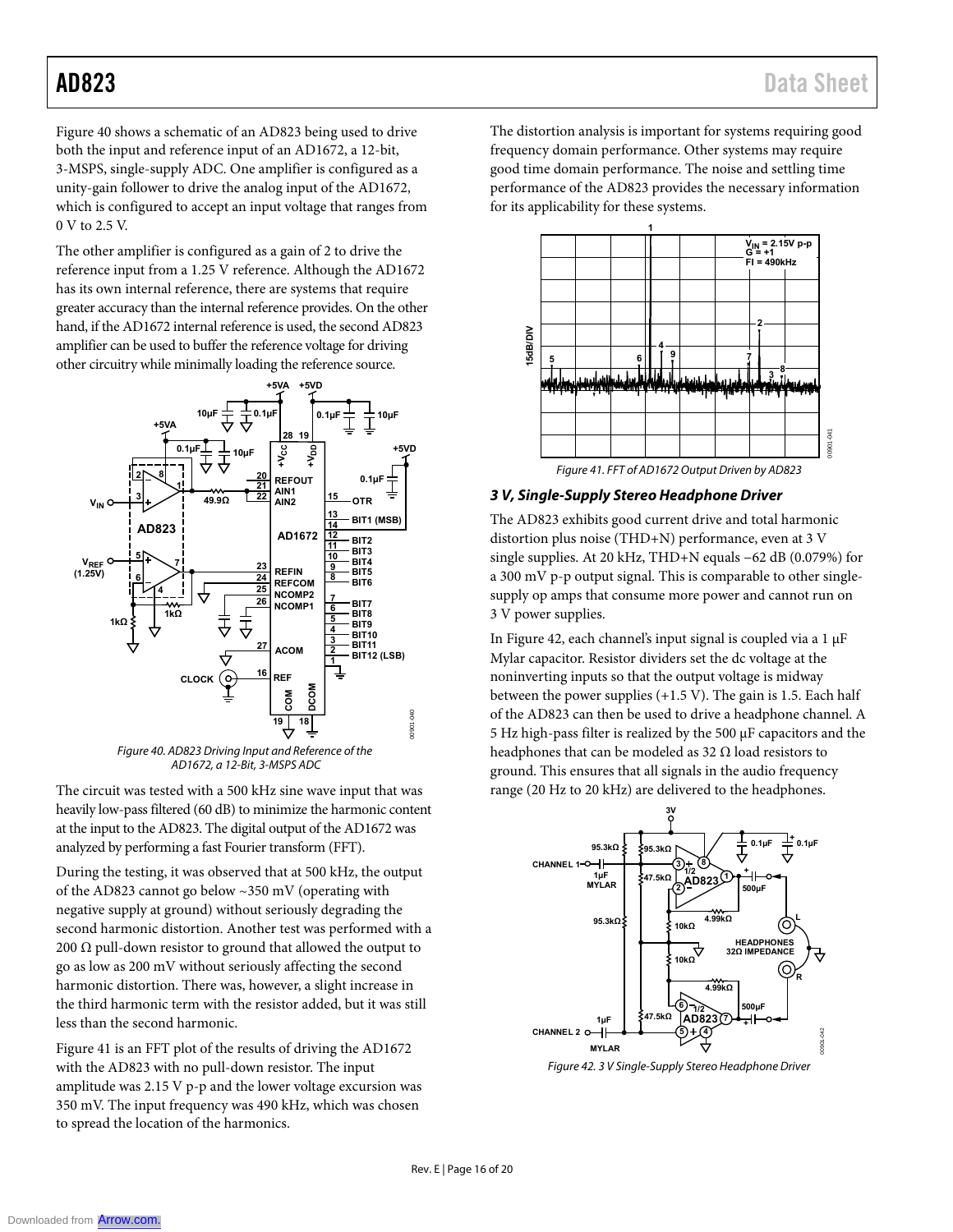Figure 40 shows a schematic of an AD823 being used to drive both the input and reference input of an AD1672, a 12-bit, 3-MSPS, single-supply ADC. One amplifier is configured as a unity-gain follower to drive the analog input of the AD1672, which is configured to accept an input voltage that ranges from 0 V to 2.5 V.

The other amplifier is configured as a gain of 2 to drive the reference input from a 1.25 V reference. Although the AD1672 has its own internal reference, there are systems that require greater accuracy than the internal reference provides. On the other hand, if the AD1672 internal reference is used, the second AD823 amplifier can be used to buffer the reference voltage for driving other circuitry while minimally loading the reference source.

Figure 40. AD823 Driving Input and Reference of the AD1672, a 12-Bit, 3-MSPS ADC

The circuit was tested with a 500 kHz sine wave input that was heavily low-pass filtered (60 dB) to minimize the harmonic content at the input to the AD823. The digital output of the AD1672 was analyzed by performing a fast Fourier transform (FFT).

During the testing, it was observed that at 500 kHz, the output of the AD823 cannot go below ~350 mV (operating with negative supply at ground) without seriously degrading the second harmonic distortion. Another test was performed with a 200 Ω pull-down resistor to ground that allowed the output to go as low as 200 mV without seriously affecting the second harmonic distortion. There was, however, a slight increase in the third harmonic term with the resistor added, but it was still less than the second harmonic.

Figure 41 is an FFT plot of the results of driving the AD1672 with the AD823 with no pull-down resistor. The input amplitude was 2.15 V p-p and the lower voltage excursion was 350 mV. The input frequency was 490 kHz, which was chosen to spread the location of the harmonics.

The distortion analysis is important for systems requiring good frequency domain performance. Other systems may require good time domain performance. The noise and settling time performance of the AD823 provides the necessary information for its applicability for these systems.

Figure 41. FFT of AD1672 Output Driven by AD823

### 3 V, Single-Supply Stereo Headphone Driver

The AD823 exhibits good current drive and total harmonic distortion plus noise (THD+N) performance, even at 3 V single supplies. At 20 kHz, THD+N equals −62 dB (0.079%) for a 300 mV p-p output signal. This is comparable to other single-supply op amps that consume more power and cannot run on 3 V power supplies.

In Figure 42, each channel's input signal is coupled via a 1 µF Mylar capacitor. Resistor dividers set the dc voltage at the noninverting inputs so that the output voltage is midway between the power supplies (+1.5 V). The gain is 1.5. Each half of the AD823 can then be used to drive a headphone channel. A 5 Hz high-pass filter is realized by the 500 µF capacitors and the headphones that can be modeled as 32 Ω load resistors to ground. This ensures that all signals in the audio frequency range (20 Hz to 20 kHz) are delivered to the headphones.

Figure 42. 3 V Single-Supply Stereo Headphone Driver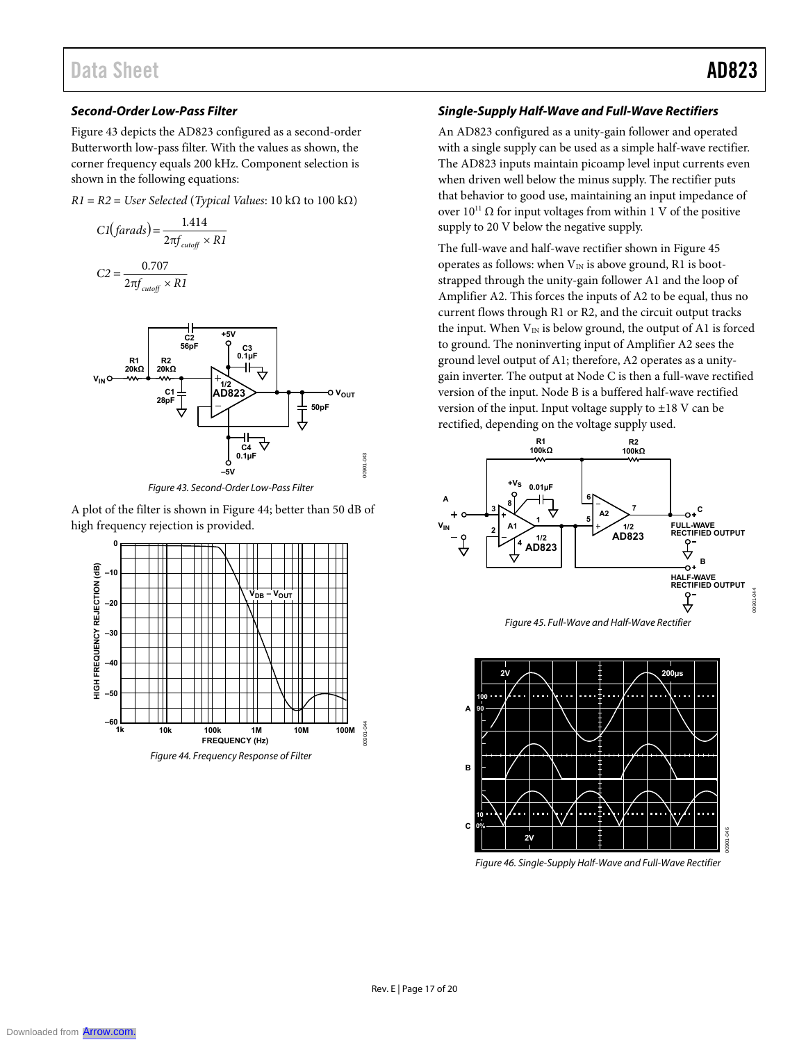### Second-Order Low-Pass Filter

Figure 43 depicts the AD823 configured as a second-order Butterworth low-pass filter. With the values as shown, the corner frequency equals 200 kHz. Component selection is shown in the following equations:

*R1 = R2 = User Selected* (*Typical Values*: 10 kΩ to 100 kΩ)

$$C1(farads) = \frac{1.414}{2\pi f_{cutoff} \times R1}$$

$$C2 = \frac{0.707}{2\pi f_{cutoff} \times R1}$$

*Figure 43. Second-Order Low-Pass Filter*

A plot of the filter is shown in Figure 44; better than 50 dB of high frequency rejection is provided.

*Figure 44. Frequency Response of Filter*

### Single-Supply Half-Wave and Full-Wave Rectifiers

An AD823 configured as a unity-gain follower and operated with a single supply can be used as a simple half-wave rectifier. The AD823 inputs maintain picoamp level input currents even when driven well below the minus supply. The rectifier puts that behavior to good use, maintaining an input impedance of over $10^{11}$ Ω for input voltages from within 1 V of the positive supply to 20 V below the negative supply.

The full-wave and half-wave rectifier shown in Figure 45 operates as follows: when $V_{IN}$ is above ground, R1 is bootstrapped through the unity-gain follower A1 and the loop of Amplifier A2. This forces the inputs of A2 to be equal, thus no current flows through R1 or R2, and the circuit output tracks the input. When $V_{IN}$ is below ground, the output of A1 is forced to ground. The noninverting input of Amplifier A2 sees the ground level output of A1; therefore, A2 operates as a unity-gain inverter. The output at Node C is then a full-wave rectified version of the input. Node B is a buffered half-wave rectified version of the input. Input voltage supply to ±18 V can be rectified, depending on the voltage supply used.

*Figure 45. Full-Wave and Half-Wave Rectifier*

*Figure 46. Single-Supply Half-Wave and Full-Wave Rectifier*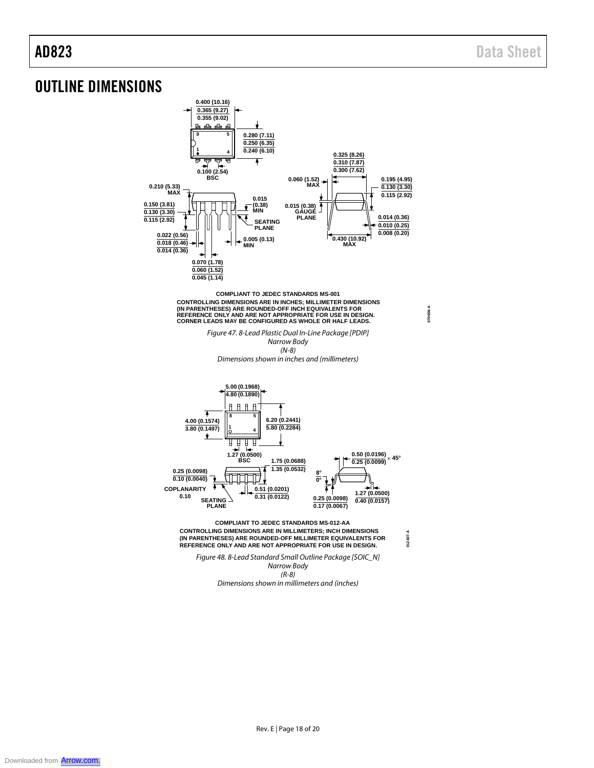## OUTLINE DIMENSIONS

COMPLIANT TO JEDEC STANDARDS MS-001

CONTROLLING DIMENSIONS ARE IN INCHES; MILLIMETER DIMENSIONS (IN PARENTHESES) ARE ROUNDED-OFF INCH EQUIVALENTS FOR REFERENCE ONLY AND ARE NOT APPROPRIATE FOR USE IN DESIGN. CORNER LEADS MAY BE CONFIGURED AS WHOLE OR HALF LEADS.

*Figure 47. 8-Lead Plastic Dual In-Line Package [PDIP] Narrow Body (N-8) Dimensions shown in inches and (millimeters)*

COMPLIANT TO JEDEC STANDARDS MS-012-AA

CONTROLLING DIMENSIONS ARE IN MILLIMETERS; INCH DIMENSIONS (IN PARENTHESES) ARE ROUNDED-OFF MILLIMETER EQUIVALENTS FOR REFERENCE ONLY AND ARE NOT APPROPRIATE FOR USE IN DESIGN.

*Figure 48. 8-Lead Standard Small Outline Package [SOIC_N] Narrow Body (R-8) Dimensions shown in millimeters and (inches)*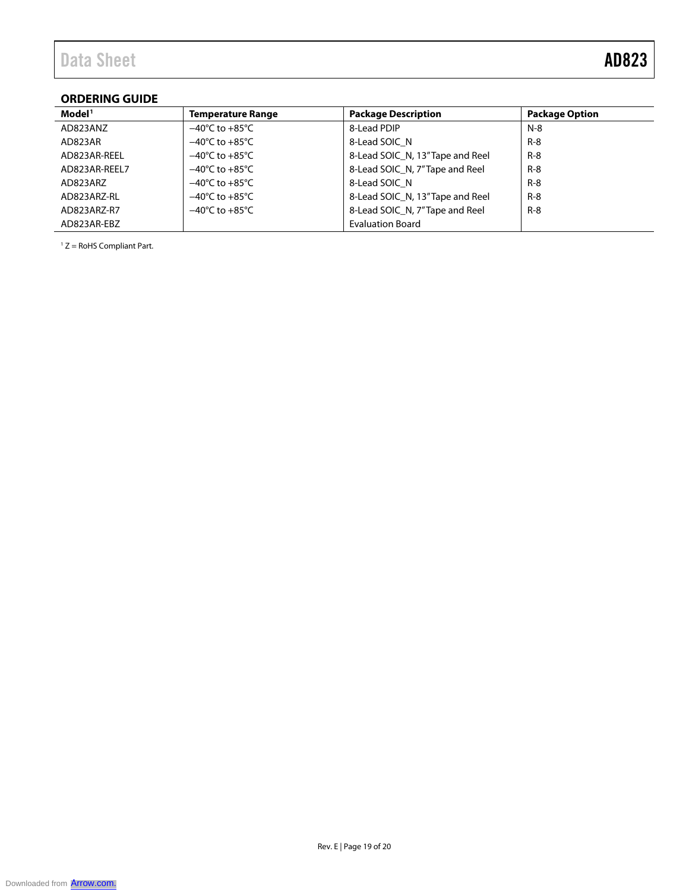## ORDERING GUIDE

| Model[1] | Temperature Range | Package Description | Package Option |
|---|---|---|---|
| AD823ANZ | −40°C to +85°C | 8-Lead PDIP | N-8 |
| AD823AR | −40°C to +85°C | 8-Lead SOIC_N | R-8 |
| AD823AR-REEL | −40°C to +85°C | 8-Lead SOIC_N, 13" Tape and Reel | R-8 |
| AD823AR-REEL7 | −40°C to +85°C | 8-Lead SOIC_N, 7" Tape and Reel | R-8 |
| AD823ARZ | −40°C to +85°C | 8-Lead SOIC_N | R-8 |
| AD823ARZ-RL | −40°C to +85°C | 8-Lead SOIC_N, 13" Tape and Reel | R-8 |
| AD823ARZ-R7 | −40°C to +85°C | 8-Lead SOIC_N, 7" Tape and Reel | R-8 |
| AD823AR-EBZ | | Evaluation Board | |

[1] Z = RoHS Compliant Part.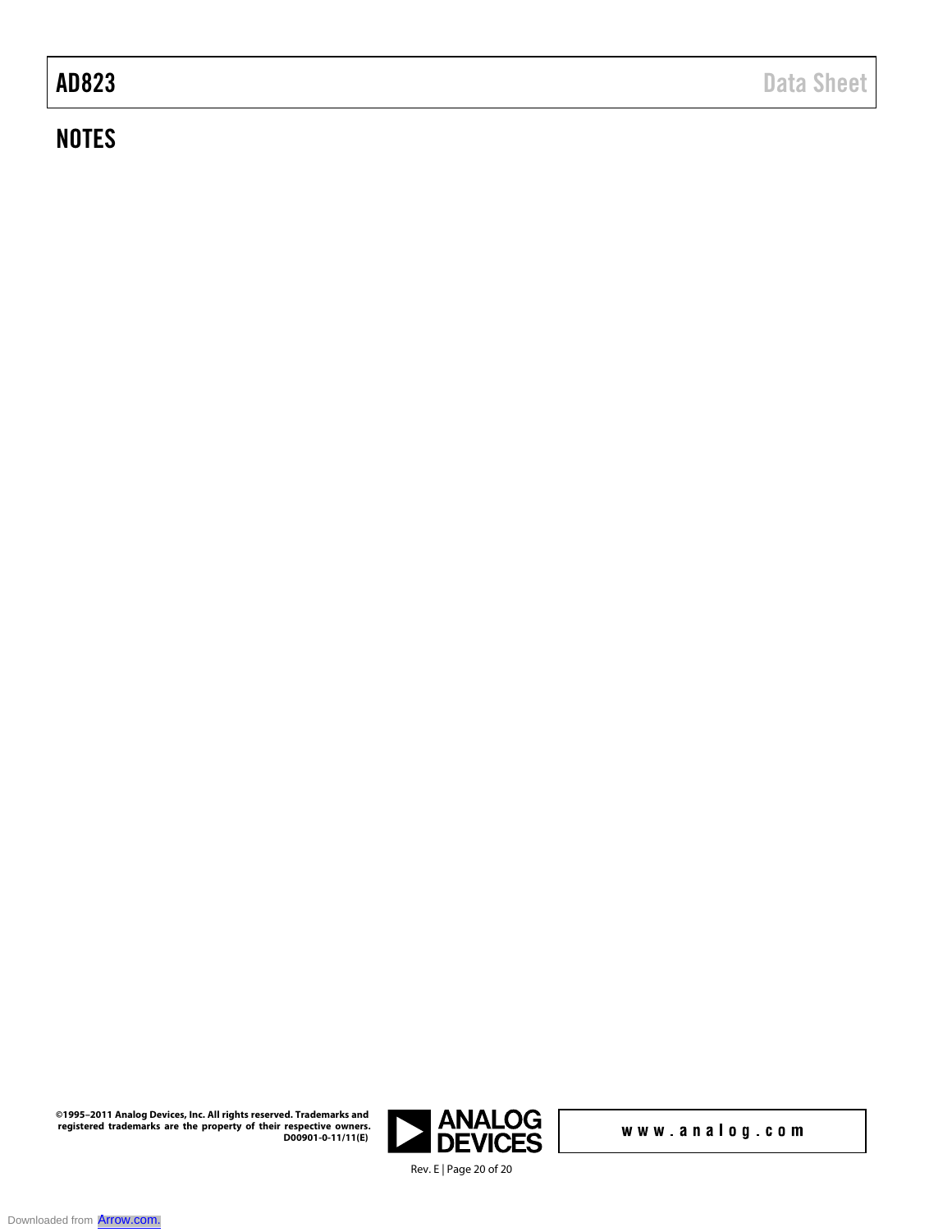## NOTES

©1995–2011 Analog Devices, Inc. All rights reserved. Trademarks and registered trademarks are the property of their respective owners.
D00901-0-11/11(E)

www.analog.com